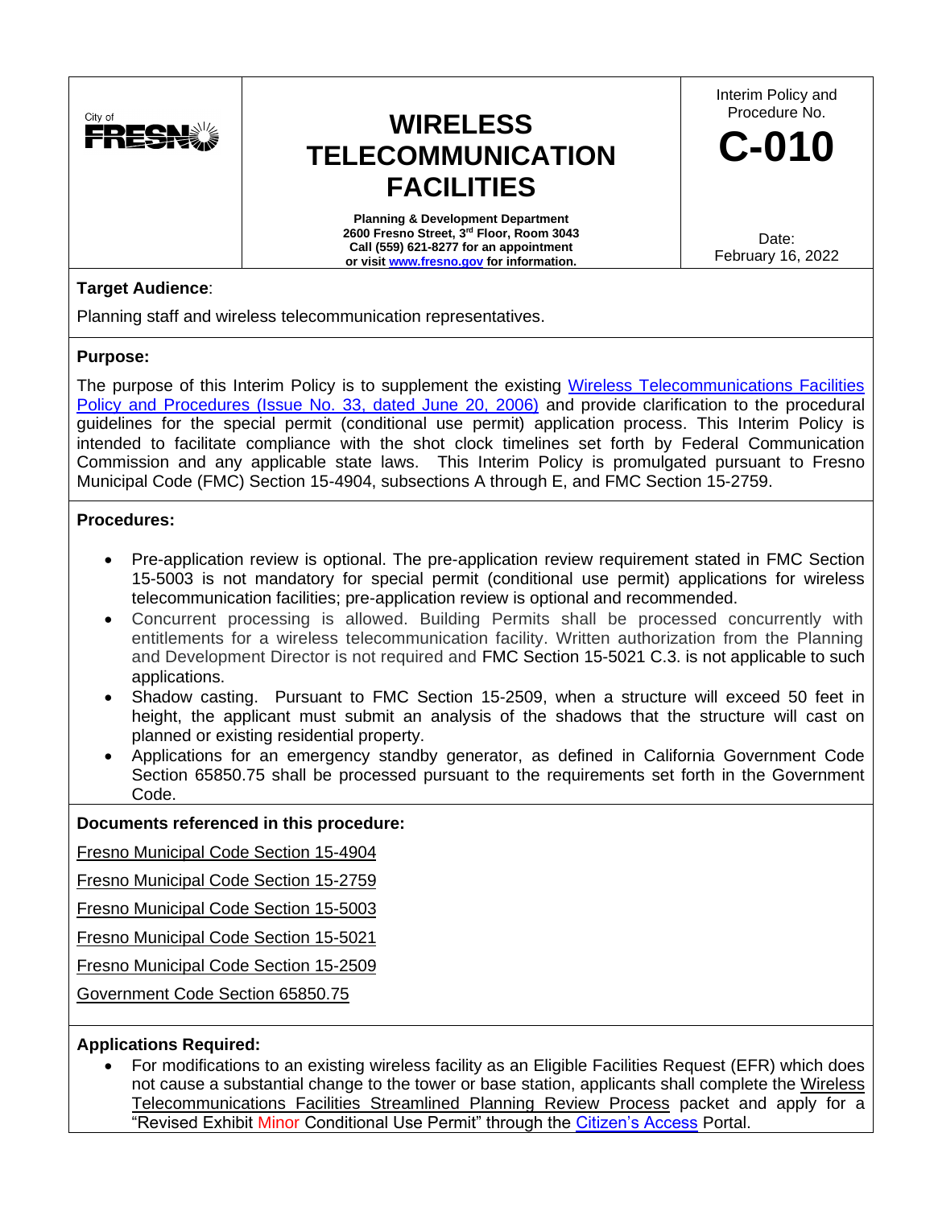City of FRESNO

# WIRELESS TELECOMMUNICATION FACILITIES

**Planning & Development Department**
**2600 Fresno Street, 3rd Floor, Room 3043**
**Call (559) 621-8277 for an appointment**
**or visit www.fresno.gov for information.**

Interim Policy and Procedure No.

**C-010**

Date:
February 16, 2022

**Target Audience**:

Planning staff and wireless telecommunication representatives.

**Purpose:**

The purpose of this Interim Policy is to supplement the existing Wireless Telecommunications Facilities Policy and Procedures (Issue No. 33, dated June 20, 2006) and provide clarification to the procedural guidelines for the special permit (conditional use permit) application process. This Interim Policy is intended to facilitate compliance with the shot clock timelines set forth by Federal Communication Commission and any applicable state laws. This Interim Policy is promulgated pursuant to Fresno Municipal Code (FMC) Section 15-4904, subsections A through E, and FMC Section 15-2759.

**Procedures:**

- Pre-application review is optional. The pre-application review requirement stated in FMC Section 15-5003 is not mandatory for special permit (conditional use permit) applications for wireless telecommunication facilities; pre-application review is optional and recommended.
- Concurrent processing is allowed. Building Permits shall be processed concurrently with entitlements for a wireless telecommunication facility. Written authorization from the Planning and Development Director is not required and FMC Section 15-5021 C.3. is not applicable to such applications.
- Shadow casting. Pursuant to FMC Section 15-2509, when a structure will exceed 50 feet in height, the applicant must submit an analysis of the shadows that the structure will cast on planned or existing residential property.
- Applications for an emergency standby generator, as defined in California Government Code Section 65850.75 shall be processed pursuant to the requirements set forth in the Government Code.

**Documents referenced in this procedure:**

Fresno Municipal Code Section 15-4904

Fresno Municipal Code Section 15-2759

Fresno Municipal Code Section 15-5003

Fresno Municipal Code Section 15-5021

Fresno Municipal Code Section 15-2509

Government Code Section 65850.75

**Applications Required:**

- For modifications to an existing wireless facility as an Eligible Facilities Request (EFR) which does not cause a substantial change to the tower or base station, applicants shall complete the Wireless Telecommunications Facilities Streamlined Planning Review Process packet and apply for a "Revised Exhibit Minor Conditional Use Permit" through the Citizen's Access Portal.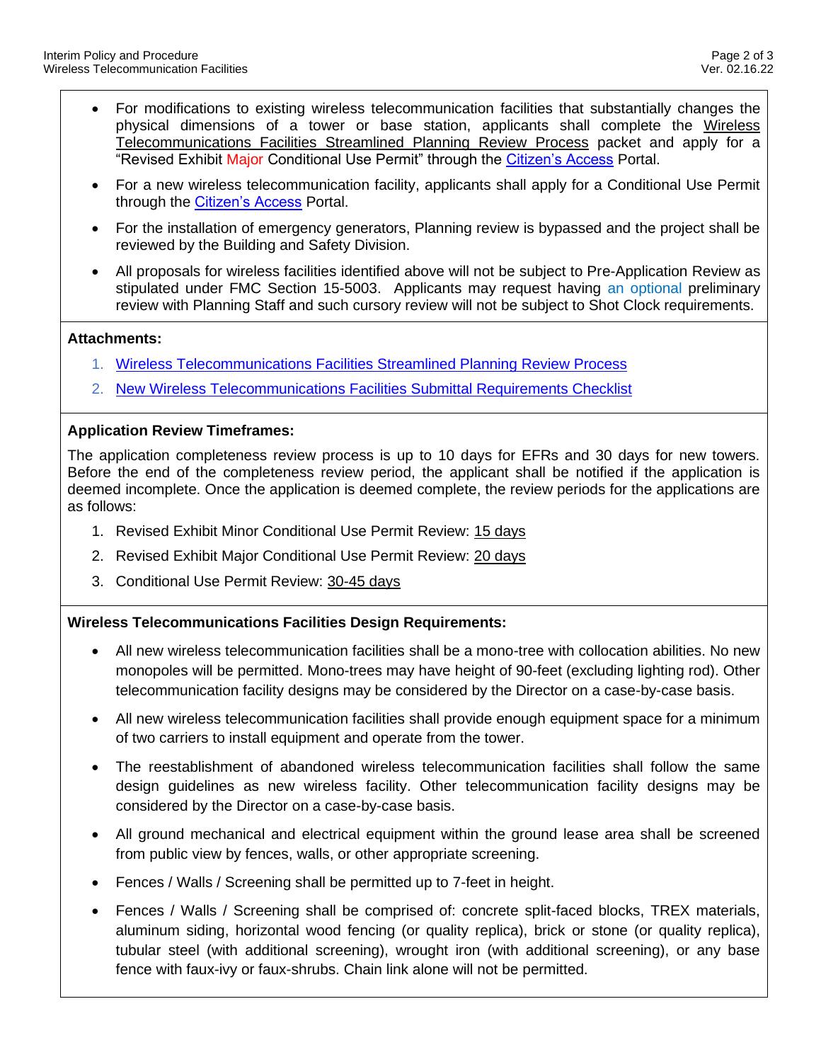- For modifications to existing wireless telecommunication facilities that substantially changes the physical dimensions of a tower or base station, applicants shall complete the Wireless Telecommunications Facilities Streamlined Planning Review Process packet and apply for a "Revised Exhibit Major Conditional Use Permit" through the Citizen's Access Portal.
- For a new wireless telecommunication facility, applicants shall apply for a Conditional Use Permit through the Citizen's Access Portal.
- For the installation of emergency generators, Planning review is bypassed and the project shall be reviewed by the Building and Safety Division.
- All proposals for wireless facilities identified above will not be subject to Pre-Application Review as stipulated under FMC Section 15-5003. Applicants may request having an optional preliminary review with Planning Staff and such cursory review will not be subject to Shot Clock requirements.

**Attachments:**

1. Wireless Telecommunications Facilities Streamlined Planning Review Process
2. New Wireless Telecommunications Facilities Submittal Requirements Checklist

**Application Review Timeframes:**

The application completeness review process is up to 10 days for EFRs and 30 days for new towers. Before the end of the completeness review period, the applicant shall be notified if the application is deemed incomplete. Once the application is deemed complete, the review periods for the applications are as follows:

1. Revised Exhibit Minor Conditional Use Permit Review: 15 days
2. Revised Exhibit Major Conditional Use Permit Review: 20 days
3. Conditional Use Permit Review: 30-45 days

**Wireless Telecommunications Facilities Design Requirements:**

- All new wireless telecommunication facilities shall be a mono-tree with collocation abilities. No new monopoles will be permitted. Mono-trees may have height of 90-feet (excluding lighting rod). Other telecommunication facility designs may be considered by the Director on a case-by-case basis.
- All new wireless telecommunication facilities shall provide enough equipment space for a minimum of two carriers to install equipment and operate from the tower.
- The reestablishment of abandoned wireless telecommunication facilities shall follow the same design guidelines as new wireless facility. Other telecommunication facility designs may be considered by the Director on a case-by-case basis.
- All ground mechanical and electrical equipment within the ground lease area shall be screened from public view by fences, walls, or other appropriate screening.
- Fences / Walls / Screening shall be permitted up to 7-feet in height.
- Fences / Walls / Screening shall be comprised of: concrete split-faced blocks, TREX materials, aluminum siding, horizontal wood fencing (or quality replica), brick or stone (or quality replica), tubular steel (with additional screening), wrought iron (with additional screening), or any base fence with faux-ivy or faux-shrubs. Chain link alone will not be permitted.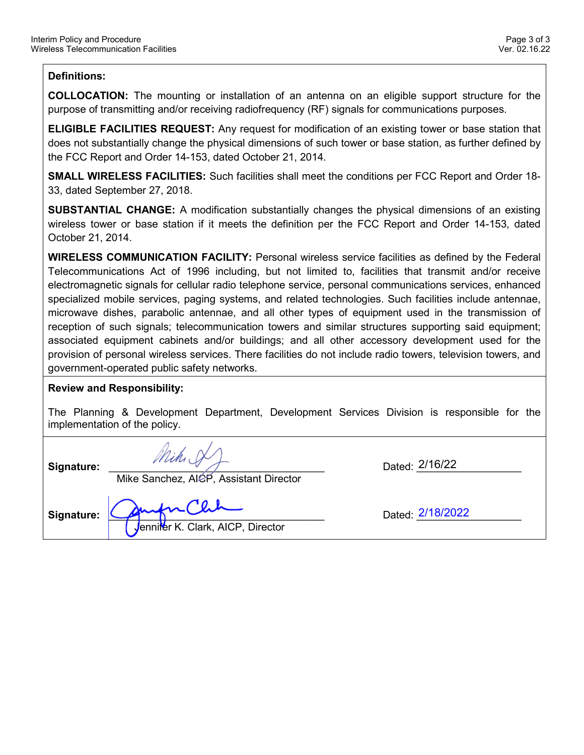**Definitions:**

**COLLOCATION:** The mounting or installation of an antenna on an eligible support structure for the purpose of transmitting and/or receiving radiofrequency (RF) signals for communications purposes.

**ELIGIBLE FACILITIES REQUEST:** Any request for modification of an existing tower or base station that does not substantially change the physical dimensions of such tower or base station, as further defined by the FCC Report and Order 14-153, dated October 21, 2014.

**SMALL WIRELESS FACILITIES:** Such facilities shall meet the conditions per FCC Report and Order 18-33, dated September 27, 2018.

**SUBSTANTIAL CHANGE:** A modification substantially changes the physical dimensions of an existing wireless tower or base station if it meets the definition per the FCC Report and Order 14-153, dated October 21, 2014.

**WIRELESS COMMUNICATION FACILITY:** Personal wireless service facilities as defined by the Federal Telecommunications Act of 1996 including, but not limited to, facilities that transmit and/or receive electromagnetic signals for cellular radio telephone service, personal communications services, enhanced specialized mobile services, paging systems, and related technologies. Such facilities include antennae, microwave dishes, parabolic antennae, and all other types of equipment used in the transmission of reception of such signals; telecommunication towers and similar structures supporting said equipment; associated equipment cabinets and/or buildings; and all other accessory development used for the provision of personal wireless services. There facilities do not include radio towers, television towers, and government-operated public safety networks.

**Review and Responsibility:**

The Planning & Development Department, Development Services Division is responsible for the implementation of the policy.

**Signature:** ______________________ Dated: 2/16/22
Mike Sanchez, AICP, Assistant Director

**Signature:** ______________________ Dated: 2/18/2022
Jennifer K. Clark, AICP, Director